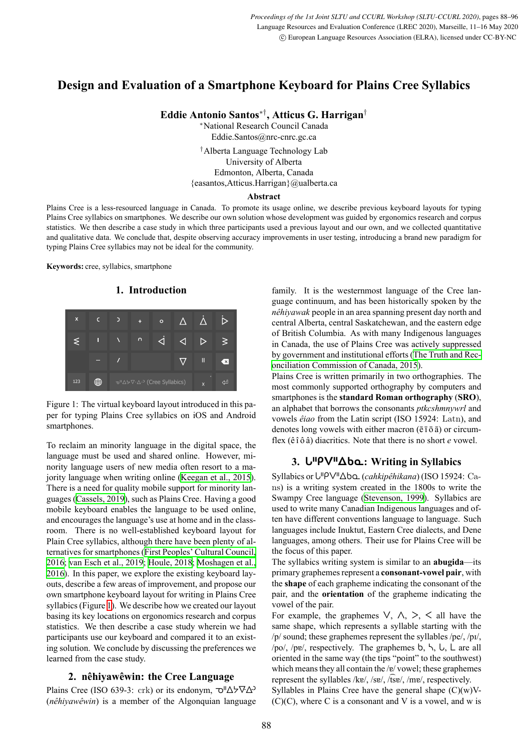# Design and Evaluation of a Smartphone Keyboard for Plains Cree Syllabics

**Eddie Antonio Santos**[*†], **Atticus G. Harrigan**[†]

[*]National Research Council Canada
Eddie.Santos@nrc-cnrc.gc.ca

[†]Alberta Language Technology Lab
University of Alberta
Edmonton, Alberta, Canada
{easantos,Atticus.Harrigan}@ualberta.ca

### Abstract

Plains Cree is a less-resourced language in Canada. To promote its usage online, we describe previous keyboard layouts for typing Plains Cree syllabics on smartphones. We describe our own solution whose development was guided by ergonomics research and corpus statistics. We then describe a case study in which three participants used a previous layout and our own, and we collected quantitative and qualitative data. We conclude that, despite observing accuracy improvements in user testing, introducing a brand new paradigm for typing Plains Cree syllabics may not be ideal for the community.

**Keywords:** cree, syllabics, smartphone

## 1. Introduction

Figure 1: The virtual keyboard layout introduced in this paper for typing Plains Cree syllabics on iOS and Android smartphones.

To reclaim an minority language in the digital space, the language must be used and shared online. However, minority language users of new media often resort to a majority language when writing online (Keegan et al., 2015). There is a need for quality mobile support for minority languages (Cassels, 2019), such as Plains Cree. Having a good mobile keyboard enables the language to be used online, and encourages the language's use at home and in the classroom. There is no well-established keyboard layout for Plain Cree syllabics, although there have been plenty of alternatives for smartphones (First Peoples' Cultural Council, 2016; van Esch et al., 2019; Houle, 2018; Moshagen et al., 2016). In this paper, we explore the existing keyboard layouts, describe a few areas of improvement, and propose our own smartphone keyboard layout for writing in Plains Cree syllabics (Figure 1). We describe how we created our layout basing its key locations on ergonomics research and corpus statistics. We then describe a case study wherein we had participants use our keyboard and compared it to an existing solution. We conclude by discussing the preferences we learned from the case study.

## 2. nêhiyawêwin: the Cree Language

Plains Cree (ISO 639-3: crk) or its endonym, ᓀᐦᐃᔭᐍᐏᐣ (*nêhiyawêwin*) is a member of the Algonquian language family. It is the westernmost language of the Cree language continuum, and has been historically spoken by the *nêhiyawak* people in an area spanning present day north and central Alberta, central Saskatchewan, and the eastern edge of British Columbia. As with many Indigenous languages in Canada, the use of Plains Cree was actively suppressed by government and institutional efforts (The Truth and Reconciliation Commission of Canada, 2015).

Plains Cree is written primarily in two orthographies. The most commonly supported orthography by computers and smartphones is the **standard Roman orthography** (**SRO**), an alphabet that borrows the consonants *ptkcshmnywrl* and vowels *êiao* from the Latin script (ISO 15924: Latn), and denotes long vowels with either macron (ē ī ō ā) or circumflex (ê î ô â) diacritics. Note that there is no short *e* vowel.

## 3. ᒐᐦᑭᐯᐦᐃᑲᓇ: Writing in Syllabics

Syllabics or ᒐᐦᑭᐯᐦᐃᑲᓇ (*cahkipêhikana*) (ISO 15924: Cans) is a writing system created in the 1800s to write the Swampy Cree language (Stevenson, 1999). Syllabics are used to write many Canadian Indigenous languages and often have different conventions language to language. Such languages include Inuktut, Eastern Cree dialects, and Dene languages, among others. Their use for Plains Cree will be the focus of this paper.

The syllabics writing system is similar to an **abugida**—its primary graphemes represent a **consonant-vowel pair**, with the **shape** of each grapheme indicating the consonant of the pair, and the **orientation** of the grapheme indicating the vowel of the pair.

For example, the graphemes ᐯ, ᐱ, ᐳ, ᐸ all have the same shape, which represents a syllable starting with the /p/ sound; these graphemes represent the syllables /peː/, /pɪ/, /po/, /pɐ/, respectively. The graphemes ᑲ, ᓴ, ᒐ, ᒪ are all oriented in the same way (the tips "point" to the southwest) which means they all contain the /ɐ/ vowel; these graphemes represent the syllables /kɐ/, /sɐ/, /t͡sɐ/, /mɐ/, respectively.

Syllables in Plains Cree have the general shape (C)(w)V(C)(C), where C is a consonant and V is a vowel, and w is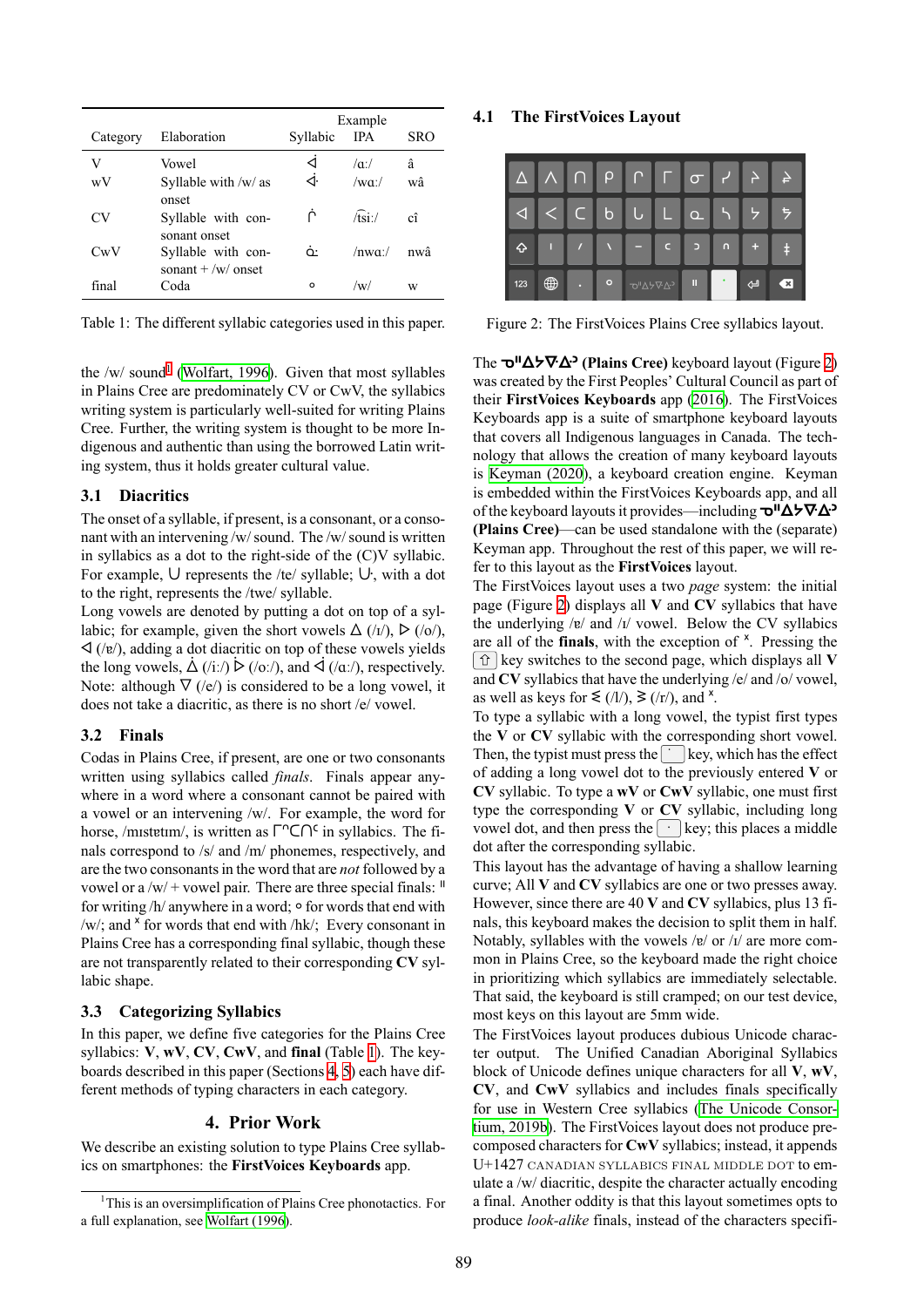| Category | Elaboration | Example | | |
|---|---|---|---|---|
| | | Syllabic | IPA | SRO |
| V | Vowel | ᐋ | /ɑː/ | â |
| wV | Syllable with /w/ as onset | ᐚ | /wɑː/ | wâ |
| CV | Syllable with consonant onset | ᒌ | /t͡siː/ | cî |
| CwV | Syllable with consonant + /w/ onset | ᓌ | /nwɑː/ | nwâ |
| final | Coda | ᐤ | /w/ | w |

Table 1: The different syllabic categories used in this paper.

the /w/ sound[1] (Wolfart, 1996). Given that most syllables in Plains Cree are predominately CV or CwV, the syllabics writing system is particularly well-suited for writing Plains Cree. Further, the writing system is thought to be more Indigenous and authentic than using the borrowed Latin writing system, thus it holds greater cultural value.

## 3.1 Diacritics

The onset of a syllable, if present, is a consonant, or a consonant with an intervening /w/ sound. The /w/ sound is written in syllabics as a dot to the right-side of the (C)V syllabic. For example, ᑌ represents the /te/ syllable; ᑘ, with a dot to the right, represents the /twe/ syllable.

Long vowels are denoted by putting a dot on top of a syllabic; for example, given the short vowels ᐃ (/ɪ/), ᐅ (/o/), ᐊ (/ɐ/), adding a dot diacritic on top of these vowels yields the long vowels, ᐄ (/iː/) ᐆ (/oː/), and ᐋ (/ɑː/), respectively. Note: although ᐁ (/e/) is considered to be a long vowel, it does not take a diacritic, as there is no short /e/ vowel.

## 3.2 Finals

Codas in Plains Cree, if present, are one or two consonants written using syllabics called *finals*. Finals appear anywhere in a word where a consonant cannot be paired with a vowel or an intervening /w/. For example, the word for horse, /mɪstɐtɪm/, is written as ᒥᐢᑕᑎᒼ in syllabics. The finals correspond to /s/ and /m/ phonemes, respectively, and are the two consonants in the word that are *not* followed by a vowel or a /w/ + vowel pair. There are three special finals: ᐦ for writing /h/ anywhere in a word; ᐤ for words that end with /w/; and ᕽ for words that end with /hk/; Every consonant in Plains Cree has a corresponding final syllabic, though these are not transparently related to their corresponding **CV** syllabic shape.

## 3.3 Categorizing Syllables

In this paper, we define five categories for the Plains Cree syllabics: **V**, **wV**, **CV**, **CwV**, and **final** (Table 1). The keyboards described in this paper (Sections 4, 5) each have different methods of typing characters in each category.

# 4. Prior Work

We describe an existing solution to type Plains Cree syllabics on smartphones: the **FirstVoices Keyboards** app.

## 4.1 The FirstVoices Layout

Figure 2: The FirstVoices Plains Cree syllabics layout.

The **ᓀᐦᐃᔭᐍᐏᐣ (Plains Cree)** keyboard layout (Figure 2) was created by the First Peoples' Cultural Council as part of their **FirstVoices Keyboards** app (2016). The FirstVoices Keyboards app is a suite of smartphone keyboard layouts that covers all Indigenous languages in Canada. The technology that allows the creation of many keyboard layouts is Keyman (2020), a keyboard creation engine. Keyman is embedded within the FirstVoices Keyboards app, and all of the keyboard layouts it provides—including **ᓀᐦᐃᔭᐍᐏᐣ (Plains Cree)**—can be used standalone with the (separate) Keyman app. Throughout the rest of this paper, we will refer to this layout as the **FirstVoices** layout.

The FirstVoices layout uses a two *page* system: the initial page (Figure 2) displays all **V** and **CV** syllabics that have the underlying /ɐ/ and /ɪ/ vowel. Below the CV syllabics are all of the **finals**, with the exception of ᕽ. Pressing the ⇧ key switches to the second page, which displays all **V** and **CV** syllabics that have the underlying /e/ and /o/ vowel, as well as keys for ᓬ (/l/), ᕑ (/r/), and ᕽ.

To type a syllabic with a long vowel, the typist first types the **V** or **CV** syllabic with the corresponding short vowel. Then, the typist must press the ˙ key, which has the effect of adding a long vowel dot to the previously entered **V** or **CV** syllabic. To type a **wV** or **CwV** syllabic, one must first type the corresponding **V** or **CV** syllabic, including long vowel dot, and then press the · key; this places a middle dot after the corresponding syllabic.

This layout has the advantage of having a shallow learning curve; All **V** and **CV** syllabics are one or two presses away. However, since there are 40 **V** and **CV** syllabics, plus 13 finals, this keyboard makes the decision to split them in half. Notably, syllables with the vowels /ɐ/ or /ɪ/ are more common in Plains Cree, so the keyboard made the right choice in prioritizing which syllabics are immediately selectable. That said, the keyboard is still cramped; on our test device, most keys on this layout are 5mm wide.

The FirstVoices layout produces dubious Unicode character output. The Unified Canadian Aboriginal Syllabics block of Unicode defines unique characters for all **V**, **wV**, **CV**, and **CwV** syllabics and includes finals specifically for use in Western Cree syllabics (The Unicode Consortium, 2019b). The FirstVoices layout does not produce precomposed characters for **CwV** syllabics; instead, it appends U+1427 CANADIAN SYLLABICS FINAL MIDDLE DOT to emulate a /w/ diacritic, despite the character actually encoding a final. Another oddity is that this layout sometimes opts to produce *look-alike* finals, instead of the characters specifi-

[1] This is an oversimplification of Plains Cree phonotactics. For a full explanation, see Wolfart (1996).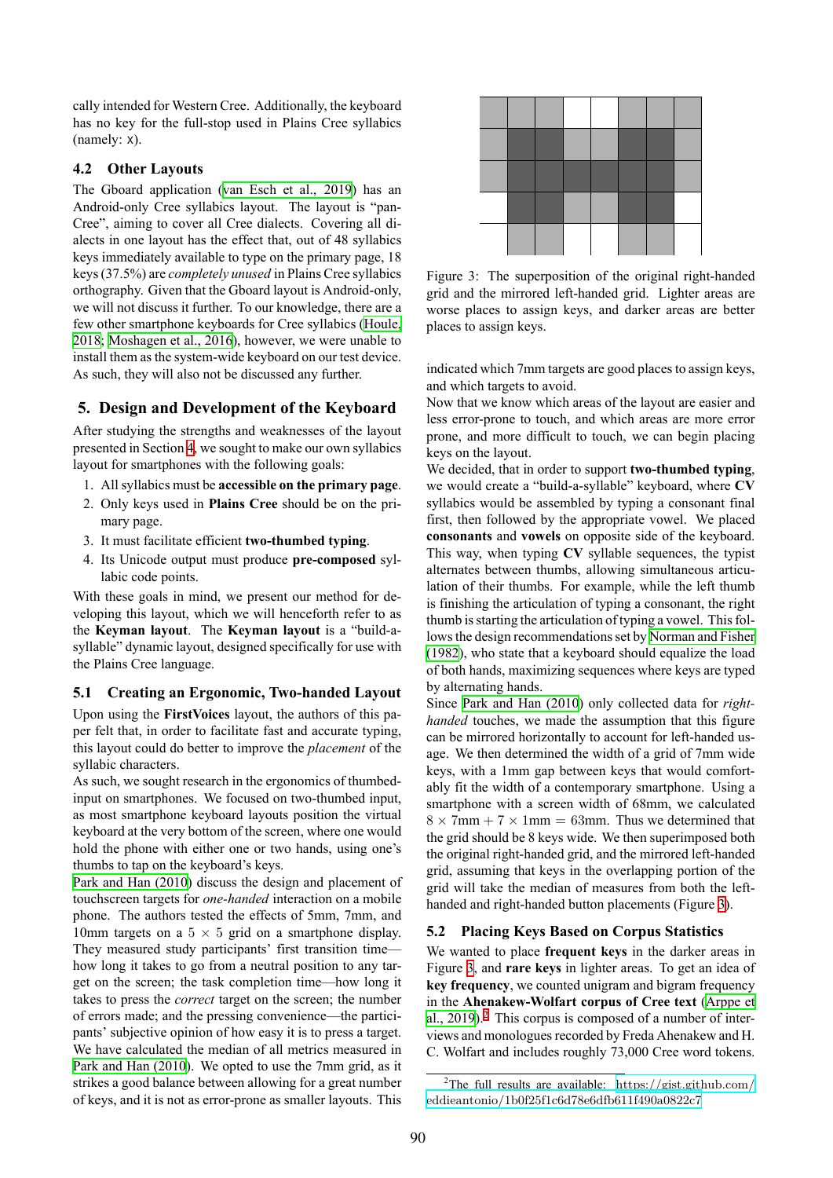cally intended for Western Cree. Additionally, the keyboard has no key for the full-stop used in Plains Cree syllabics (namely: ᙮).

### 4.2 Other Layouts

The Gboard application (van Esch et al., 2019) has an Android-only Cree syllabics layout. The layout is "pan-Cree", aiming to cover all Cree dialects. Covering all dialects in one layout has the effect that, out of 48 syllabics keys immediately available to type on the primary page, 18 keys (37.5%) are *completely unused* in Plains Cree syllabics orthography. Given that the Gboard layout is Android-only, we will not discuss it further. To our knowledge, there are a few other smartphone keyboards for Cree syllabics (Houle, 2018; Moshagen et al., 2016), however, we were unable to install them as the system-wide keyboard on our test device. As such, they will also not be discussed any further.

## 5. Design and Development of the Keyboard

After studying the strengths and weaknesses of the layout presented in Section 4, we sought to make our own syllabics layout for smartphones with the following goals:

1. All syllabics must be **accessible on the primary page**.
2. Only keys used in **Plains Cree** should be on the primary page.
3. It must facilitate efficient **two-thumbed typing**.
4. Its Unicode output must produce **pre-composed** syllabic code points.

With these goals in mind, we present our method for developing this layout, which we will henceforth refer to as the **Keyman layout**. The **Keyman layout** is a "build-a-syllable" dynamic layout, designed specifically for use with the Plains Cree language.

### 5.1 Creating an Ergonomic, Two-handed Layout

Upon using the **FirstVoices** layout, the authors of this paper felt that, in order to facilitate fast and accurate typing, this layout could do better to improve the *placement* of the syllabic characters.

As such, we sought research in the ergonomics of thumbed-input on smartphones. We focused on two-thumbed input, as most smartphone keyboard layouts position the virtual keyboard at the very bottom of the screen, where one would hold the phone with either one or two hands, using one's thumbs to tap on the keyboard's keys.

Park and Han (2010) discuss the design and placement of touchscreen targets for *one-handed* interaction on a mobile phone. The authors tested the effects of 5mm, 7mm, and 10mm targets on a $5 \times 5$ grid on a smartphone display. They measured study participants' first transition time—how long it takes to go from a neutral position to any target on the screen; the task completion time—how long it takes to press the *correct* target on the screen; the number of errors made; and the pressing convenience—the participants' subjective opinion of how easy it is to press a target. We have calculated the median of all metrics measured in Park and Han (2010). We opted to use the 7mm grid, as it strikes a good balance between allowing for a great number of keys, and it is not as error-prone as smaller layouts. This indicated which 7mm targets are good places to assign keys, and which targets to avoid.

Figure 3: The superposition of the original right-handed grid and the mirrored left-handed grid. Lighter areas are worse places to assign keys, and darker areas are better places to assign keys.

Now that we know which areas of the layout are easier and less error-prone to touch, and which areas are more error prone, and more difficult to touch, we can begin placing keys on the layout.

We decided, that in order to support **two-thumbed typing**, we would create a "build-a-syllable" keyboard, where **CV** syllabics would be assembled by typing a consonant final first, then followed by the appropriate vowel. We placed **consonants** and **vowels** on opposite side of the keyboard. This way, when typing **CV** syllable sequences, the typist alternates between thumbs, allowing simultaneous articulation of their thumbs. For example, while the left thumb is finishing the articulation of typing a consonant, the right thumb is starting the articulation of typing a vowel. This follows the design recommendations set by Norman and Fisher (1982), who state that a keyboard should equalize the load of both hands, maximizing sequences where keys are typed by alternating hands.

Since Park and Han (2010) only collected data for *right-handed* touches, we made the assumption that this figure can be mirrored horizontally to account for left-handed usage. We then determined the width of a grid of 7mm wide keys, with a 1mm gap between keys that would comfortably fit the width of a contemporary smartphone. Using a smartphone with a screen width of 68mm, we calculated $8 \times 7\text{mm} + 7 \times 1\text{mm} = 63\text{mm}$. Thus we determined that the grid should be 8 keys wide. We then superimposed both the original right-handed grid, and the mirrored left-handed grid, assuming that keys in the overlapping portion of the grid will take the median of measures from both the left-handed and right-handed button placements (Figure 3).

### 5.2 Placing Keys Based on Corpus Statistics

We wanted to place **frequent keys** in the darker areas in Figure 3, and **rare keys** in lighter areas. To get an idea of **key frequency**, we counted unigram and bigram frequency in the **Ahenakew-Wolfart corpus of Cree text** (Arppe et al., 2019).[2] This corpus is composed of a number of interviews and monologues recorded by Freda Ahenakew and H. C. Wolfart and includes roughly 73,000 Cree word tokens.

[2] The full results are available: https://gist.github.com/eddieantonio/1b0f25f1c6d78e6dfb611f490a0822c7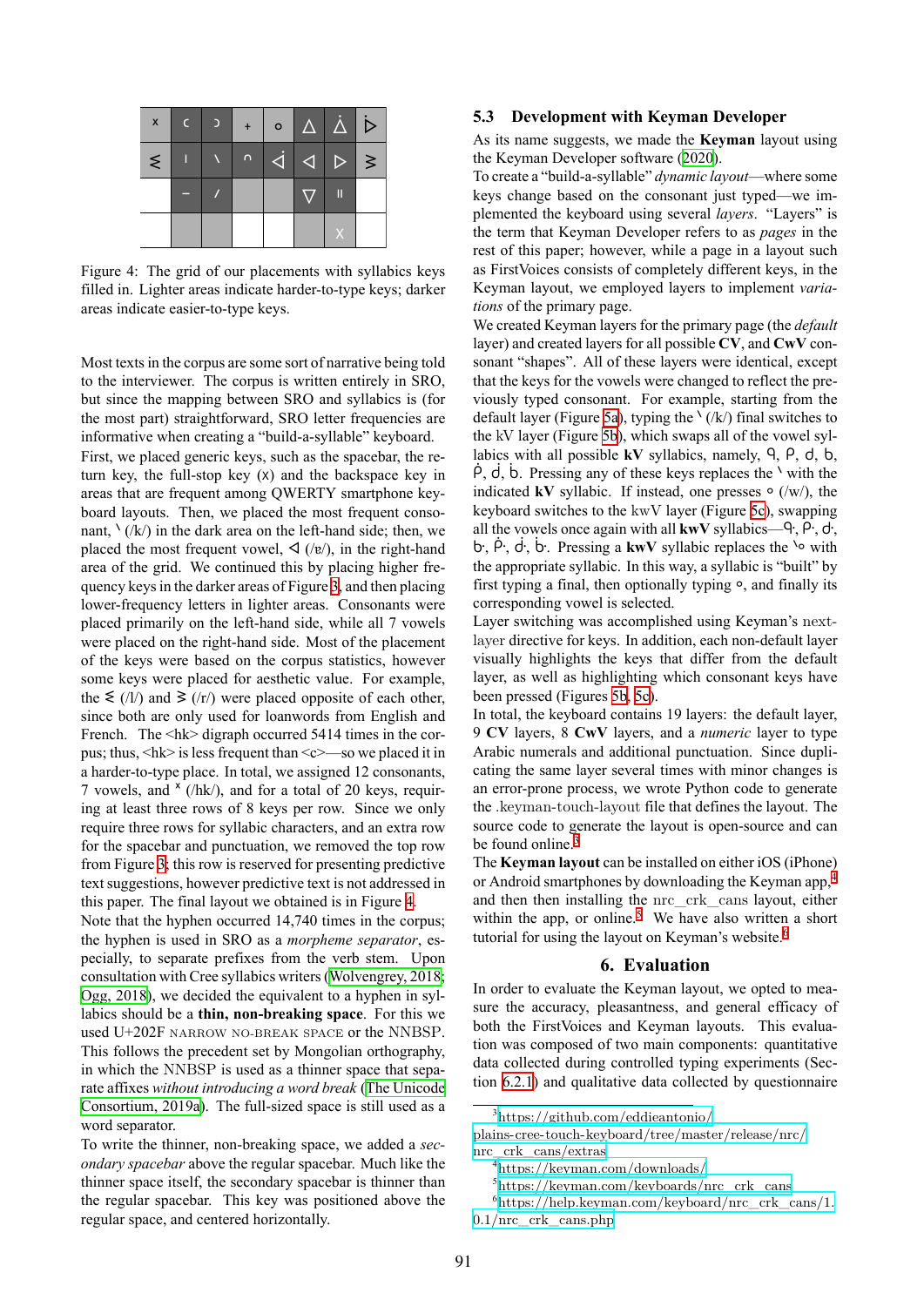| | | | | | | | |
|---|---|---|---|---|---|---|---|
| x | ᑦ | ᐣ | ᐩ | ᐤ | ᐃ | ᐄ | ᐅ |
| ᕽ | ᑊ | ᐠ | ᐢ | ᐊ | ᐊ | ᐅ | ᕒ |
| | ᐨ | ᐟ | | | ᐁ | ‖ | |
| | | | | | | X | |

Figure 4: The grid of our placements with syllabics keys filled in. Lighter areas indicate harder-to-type keys; darker areas indicate easier-to-type keys.

Most texts in the corpus are some sort of narrative being told to the interviewer. The corpus is written entirely in SRO, but since the mapping between SRO and syllabics is (for the most part) straightforward, SRO letter frequencies are informative when creating a "build-a-syllable" keyboard.

First, we placed generic keys, such as the spacebar, the return key, the full-stop key (᙮) and the backspace key in areas that are frequent among QWERTY smartphone keyboard layouts. Then, we placed the most frequent consonant, ᐠ (/k/) in the dark area on the left-hand side; then, we placed the most frequent vowel, ᐊ (/ɐ/), in the right-hand area of the grid. We continued this by placing higher frequency keys in the darker areas of Figure 3, and then placing lower-frequency letters in lighter areas. Consonants were placed primarily on the left-hand side, while all 7 vowels were placed on the right-hand side. Most of the placement of the keys were based on the corpus statistics, however some keys were placed for aesthetic value. For example, the ᕽ (/l/) and ᕒ (/r/) were placed opposite of each other, since both are only used for loanwords from English and French. The <hk> digraph occurred 5414 times in the corpus; thus, <hk> is less frequent than <c>—so we placed it in a harder-to-type place. In total, we assigned 12 consonants, 7 vowels, and ᕽ (/hk/), and for a total of 20 keys, requiring at least three rows of 8 keys per row. Since we only require three rows for syllabic characters, and an extra row for the spacebar and punctuation, we removed the top row from Figure 3; this row is reserved for presenting predictive text suggestions, however predictive text is not addressed in this paper. The final layout we obtained is in Figure 4.

Note that the hyphen occurred 14,740 times in the corpus; the hyphen is used in SRO as a *morpheme separator*, especially, to separate prefixes from the verb stem. Upon consultation with Cree syllabics writers (Wolvengrey, 2018; Ogg, 2018), we decided the equivalent to a hyphen in syllabics should be a **thin, non-breaking space**. For this we used U+202F NARROW NO-BREAK SPACE or the NNBSP. This follows the precedent set by Mongolian orthography, in which the NNBSP is used as a thinner space that separate affixes *without introducing a word break* (The Unicode Consortium, 2019a). The full-sized space is still used as a word separator.

To write the thinner, non-breaking space, we added a *secondary spacebar* above the regular spacebar. Much like the thinner space itself, the secondary spacebar is thinner than the regular spacebar. This key was positioned above the regular space, and centered horizontally.

### 5.3 Development with Keyman Developer

As its name suggests, we made the **Keyman** layout using the Keyman Developer software (2020).

To create a "build-a-syllable" *dynamic layout*—where some keys change based on the consonant just typed—we implemented the keyboard using several *layers*. "Layers" is the term that Keyman Developer refers to as *pages* in the rest of this paper; however, while a page in a layout such as FirstVoices consists of completely different keys, in the Keyman layout, we employed layers to implement *variations* of the primary page.

We created Keyman layers for the primary page (the *default* layer) and created layers for all possible **CV**, and **CwV** consonant "shapes". All of these layers were identical, except that the keys for the vowels were changed to reflect the previously typed consonant. For example, starting from the default layer (Figure 5a), typing the ᐠ (/k/) final switches to the kV layer (Figure 5b), which swaps all of the vowel syllabics with all possible **kV** syllabics, namely, ᑫ, ᑭ, ᑲ, ᑯ, ᑮ, ᑳ, ᑰ. Pressing any of these keys replaces the ᐠ with the indicated **kV** syllabic. If instead, one presses ᐤ (/w/), the keyboard switches to the kwV layer (Figure 5c), swapping all the vowels once again with all **kwV** syllabics—ᑵ, ᑹ, ᑿ, ᑽ, ᑻ, ᒁ, ᑿ. Pressing a **kwV** syllabic replaces the ᐠᐤ with the appropriate syllabic. In this way, a syllabic is "built" by first typing a final, then optionally typing ᐤ, and finally its corresponding vowel is selected.

Layer switching was accomplished using Keyman's next-layer directive for keys. In addition, each non-default layer visually highlights the keys that differ from the default layer, as well as highlighting which consonant keys have been pressed (Figures 5b, 5c).

In total, the keyboard contains 19 layers: the default layer, 9 **CV** layers, 8 **CwV** layers, and a *numeric* layer to type Arabic numerals and additional punctuation. Since duplicating the same layer several times with minor changes is an error-prone process, we wrote Python code to generate the .keyman-touch-layout file that defines the layout. The source code to generate the layout is open-source and can be found online.[3]

The **Keyman layout** can be installed on either iOS (iPhone) or Android smartphones by downloading the Keyman app,[4] and then then installing the nrc_crk_cans layout, either within the app, or online.[5] We have also written a short tutorial for using the layout on Keyman's website.[6]

## 6. Evaluation

In order to evaluate the Keyman layout, we opted to measure the accuracy, pleasantness, and general efficacy of both the FirstVoices and Keyman layouts. This evaluation was composed of two main components: quantitative data collected during controlled typing experiments (Section 6.2.1) and qualitative data collected by questionnaire

[3] https://github.com/eddieantonio/plains-cree-touch-keyboard/tree/master/release/nrc/nrc_crk_cans/extras

[4] https://keyman.com/downloads/

[5] https://keyman.com/keyboards/nrc_crk_cans

[6] https://help.keyman.com/keyboard/nrc_crk_cans/1.0.1/nrc_crk_cans.php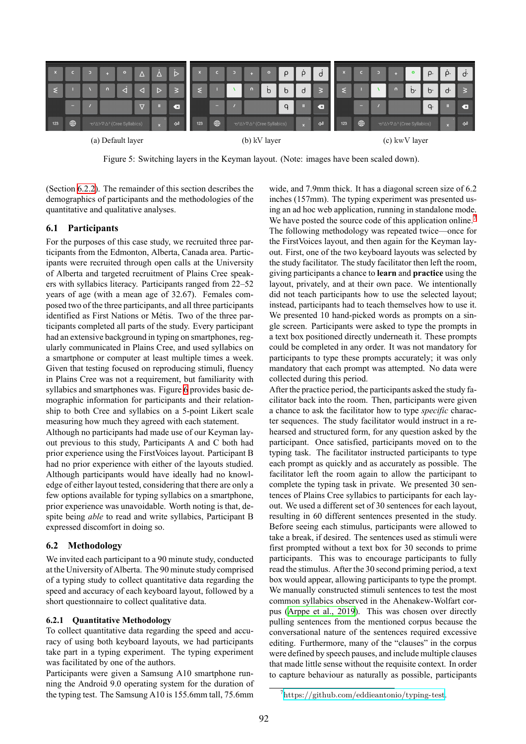(a) Default layer

(b) kV layer

(c) kwV layer

Figure 5: Switching layers in the Keyman layout. (Note: images have been scaled down).

(Section 6.2.2). The remainder of this section describes the demographics of participants and the methodologies of the quantitative and qualitative analyses.

## 6.1 Participants

For the purposes of this case study, we recruited three participants from the Edmonton, Alberta, Canada area. Participants were recruited through open calls at the University of Alberta and targeted recruitment of Plains Cree speakers with syllabics literacy. Participants ranged from 22–52 years of age (with a mean age of 32.67). Females composed two of the three participants, and all three participants identified as First Nations or Métis. Two of the three participants completed all parts of the study. Every participant had an extensive background in typing on smartphones, regularly communicated in Plains Cree, and used syllabics on a smartphone or computer at least multiple times a week. Given that testing focused on reproducing stimuli, fluency in Plains Cree was not a requirement, but familiarity with syllabics and smartphones was. Figure 6 provides basic demographic information for participants and their relationship to both Cree and syllabics on a 5-point Likert scale measuring how much they agreed with each statement.

Although no participants had made use of our Keyman layout previous to this study, Participants A and C both had prior experience using the FirstVoices layout. Participant B had no prior experience with either of the layouts studied. Although participants would have ideally had no knowledge of either layout tested, considering that there are only a few options available for typing syllabics on a smartphone, prior experience was unavoidable. Worth noting is that, despite being *able* to read and write syllabics, Participant B expressed discomfort in doing so.

## 6.2 Methodology

We invited each participant to a 90 minute study, conducted at the University of Alberta. The 90 minute study comprised of a typing study to collect quantitative data regarding the speed and accuracy of each keyboard layout, followed by a short questionnaire to collect qualitative data.

### 6.2.1 Quantitative Methodology

To collect quantitative data regarding the speed and accuracy of using both keyboard layouts, we had participants take part in a typing experiment. The typing experiment was facilitated by one of the authors.

Participants were given a Samsung A10 smartphone running the Android 9.0 operating system for the duration of the typing test. The Samsung A10 is 155.6mm tall, 75.6mm wide, and 7.9mm thick. It has a diagonal screen size of 6.2 inches (157mm). The typing experiment was presented using an ad hoc web application, running in standalone mode. We have posted the source code of this application online.[7]

The following methodology was repeated twice—once for the FirstVoices layout, and then again for the Keyman layout. First, one of the two keyboard layouts was selected by the study facilitator. The study facilitator then left the room, giving participants a chance to **learn** and **practice** using the layout, privately, and at their own pace. We intentionally did not teach participants how to use the selected layout; instead, participants had to teach themselves how to use it. We presented 10 hand-picked words as prompts on a single screen. Participants were asked to type the prompts in a text box positioned directly underneath it. These prompts could be completed in any order. It was not mandatory for participants to type these prompts accurately; it was only mandatory that each prompt was attempted. No data were collected during this period.

After the practice period, the participants asked the study facilitator back into the room. Then, participants were given a chance to ask the facilitator how to type *specific* character sequences. The study facilitator would instruct in a rehearsed and structured form, for any question asked by the participant. Once satisfied, participants moved on to the typing task. The facilitator instructed participants to type each prompt as quickly and as accurately as possible. The facilitator left the room again to allow the participant to complete the typing task in private. We presented 30 sentences of Plains Cree syllabics to participants for each layout. We used a different set of 30 sentences for each layout, resulting in 60 different sentences presented in the study. Before seeing each stimulus, participants were allowed to take a break, if desired. The sentences used as stimuli were first prompted without a text box for 30 seconds to prime participants. This was to encourage participants to fully read the stimulus. After the 30 second priming period, a text box would appear, allowing participants to type the prompt. We manually constructed stimuli sentences to test the most common syllabics observed in the Ahenakew-Wolfart corpus (Arppe et al., 2019). This was chosen over directly pulling sentences from the mentioned corpus because the conversational nature of the sentences required excessive editing. Furthermore, many of the "clauses" in the corpus were defined by speech pauses, and include multiple clauses that made little sense without the requisite context. In order to capture behaviour as naturally as possible, participants

[7] https://github.com/eddieantonio/typing-test.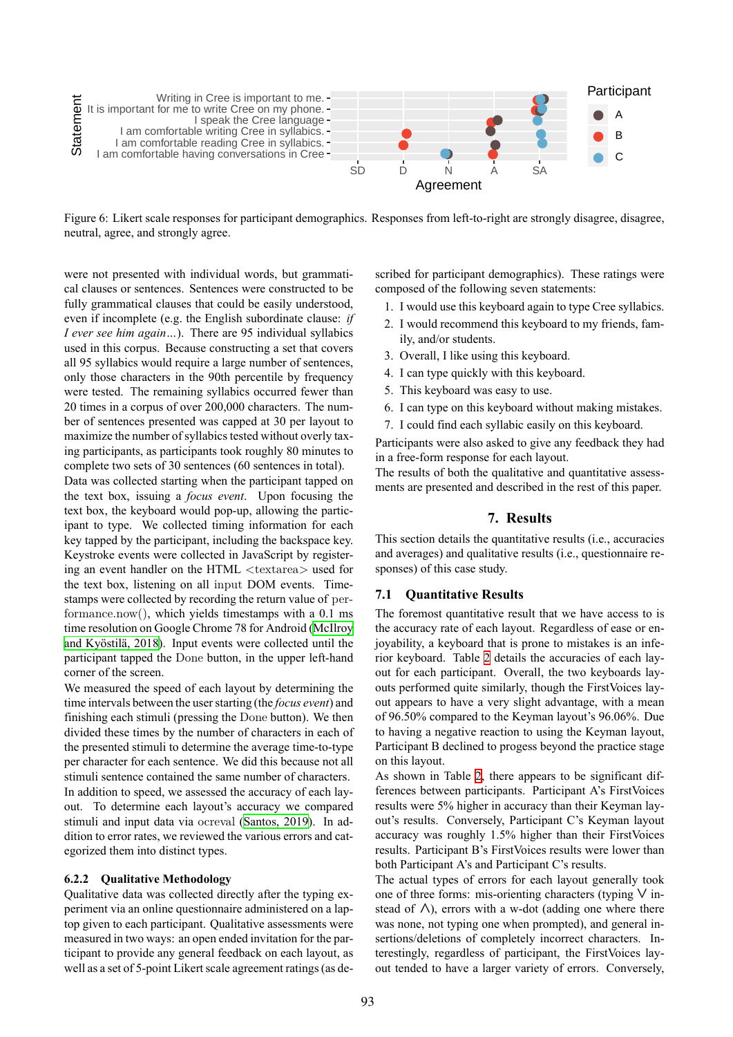Statement

Writing in Cree is important to me.
It is important for me to write Cree on my phone.
I speak the Cree language
I am comfortable writing Cree in syllabics.
I am comfortable reading Cree in syllabics.
I am comfortable having conversations in Cree

SD
D
N
A
SA

Agreement

Participant
A
B
C

Figure 6: Likert scale responses for participant demographics. Responses from left-to-right are strongly disagree, disagree, neutral, agree, and strongly agree.

were not presented with individual words, but grammatical clauses or sentences. Sentences were constructed to be fully grammatical clauses that could be easily understood, even if incomplete (e.g. the English subordinate clause: *if I ever see him again*...). There are 95 individual syllabics used in this corpus. Because constructing a set that covers all 95 syllabics would require a large number of sentences, only those characters in the 90th percentile by frequency were tested. The remaining syllabics occurred fewer than 20 times in a corpus of over 200,000 characters. The number of sentences presented was capped at 30 per layout to maximize the number of syllabics tested without overly taxing participants, as participants took roughly 80 minutes to complete two sets of 30 sentences (60 sentences in total).

Data was collected starting when the participant tapped on the text box, issuing a *focus event*. Upon focusing the text box, the keyboard would pop-up, allowing the participant to type. We collected timing information for each key tapped by the participant, including the backspace key. Keystroke events were collected in JavaScript by registering an event handler on the HTML <textarea> used for the text box, listening on all input DOM events. Timestamps were collected by recording the return value of performance.now(), which yields timestamps with a 0.1 ms time resolution on Google Chrome 78 for Android (McIlroy and Kyöstilä, 2018). Input events were collected until the participant tapped the Done button, in the upper left-hand corner of the screen.

We measured the speed of each layout by determining the time intervals between the user starting (the *focus event*) and finishing each stimuli (pressing the Done button). We then divided these times by the number of characters in each of the presented stimuli to determine the average time-to-type per character for each sentence. We did this because not all stimuli sentence contained the same number of characters.

In addition to speed, we assessed the accuracy of each layout. To determine each layout's accuracy we compared stimuli and input data via ocreval (Santos, 2019). In addition to error rates, we reviewed the various errors and categorized them into distinct types.

### 6.2.2 Qualitative Methodology

Qualitative data was collected directly after the typing experiment via an online questionnaire administered on a laptop given to each participant. Qualitative assessments were measured in two ways: an open ended invitation for the participant to provide any general feedback on each layout, as well as a set of 5-point Likert scale agreement ratings (as described for participant demographics). These ratings were composed of the following seven statements:

1. I would use this keyboard again to type Cree syllabics.
2. I would recommend this keyboard to my friends, family, and/or students.
3. Overall, I like using this keyboard.
4. I can type quickly with this keyboard.
5. This keyboard was easy to use.
6. I can type on this keyboard without making mistakes.
7. I could find each syllabic easily on this keyboard.

Participants were also asked to give any feedback they had in a free-form response for each layout.

The results of both the qualitative and quantitative assessments are presented and described in the rest of this paper.

## 7. Results

This section details the quantitative results (i.e., accuracies and averages) and qualitative results (i.e., questionnaire responses) of this case study.

### 7.1 Quantitative Results

The foremost quantitative result that we have access to is the accuracy rate of each layout. Regardless of ease or enjoyability, a keyboard that is prone to mistakes is an inferior keyboard. Table 2 details the accuracies of each layout for each participant. Overall, the two keyboards layouts performed quite similarly, though the FirstVoices layout appears to have a very slight advantage, with a mean of 96.50% compared to the Keyman layout's 96.06%. Due to having a negative reaction to using the Keyman layout, Participant B declined to progess beyond the practice stage on this layout.

As shown in Table 2, there appears to be significant differences between participants. Participant A's FirstVoices results were 5% higher in accuracy than their Keyman layout's results. Conversely, Participant C's Keyman layout accuracy was roughly 1.5% higher than their FirstVoices results. Participant B's FirstVoices results were lower than both Participant A's and Participant C's results.

The actual types of errors for each layout generally took one of three forms: mis-orienting characters (typing ᐯ instead of ᐱ), errors with a w-dot (adding one where there was none, not typing one when prompted), and general insertions/deletions of completely incorrect characters. Interestingly, regardless of participant, the FirstVoices layout tended to have a larger variety of errors. Conversely,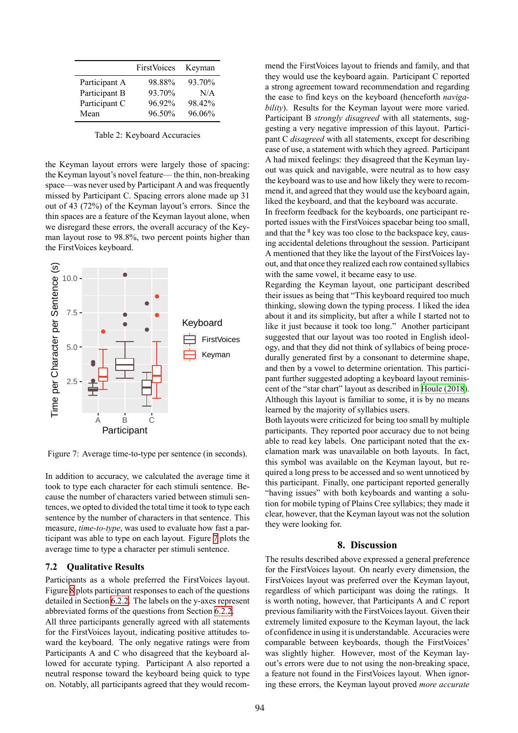| | FirstVoices | Keyman |
|---|---|---|
| Participant A | 98.88% | 93.70% |
| Participant B | 93.70% | N/A |
| Participant C | 96.92% | 98.42% |
| Mean | 96.50% | 96.06% |

Table 2: Keyboard Accuracies

the Keyman layout errors were largely those of spacing: the Keyman layout's novel feature— the thin, non-breaking space—was never used by Participant A and was frequently missed by Participant C. Spacing errors alone made up 31 out of 43 (72%) of the Keyman layout's errors. Since the thin spaces are a feature of the Keyman layout alone, when we disregard these errors, the overall accuracy of the Keyman layout rose to 98.8%, two percent points higher than the FirstVoices keyboard.

Time per Character per Sentence (s)
10.0
7.5
5.0
2.5
A
B
C
Participant
Keyboard
FirstVoices
Keyman

Figure 7: Average time-to-type per sentence (in seconds).

In addition to accuracy, we calculated the average time it took to type each character for each stimuli sentence. Because the number of characters varied between stimuli sentences, we opted to divided the total time it took to type each sentence by the number of characters in that sentence. This measure, *time-to-type*, was used to evaluate how fast a participant was able to type on each layout. Figure 7 plots the average time to type a character per stimuli sentence.

### 7.2 Qualitative Results

Participants as a whole preferred the FirstVoices layout. Figure 8 plots participant responses to each of the questions detailed in Section 6.2.2. The labels on the y-axes represent abbreviated forms of the questions from Section 6.2.2.

All three participants generally agreed with all statements for the FirstVoices layout, indicating positive attitudes toward the keyboard. The only negative ratings were from Participants A and C who disagreed that the keyboard allowed for accurate typing. Participant A also reported a neutral response toward the keyboard being quick to type on. Notably, all participants agreed that they would recommend the FirstVoices layout to friends and family, and that they would use the keyboard again. Participant C reported a strong agreement toward recommendation and regarding the ease to find keys on the keyboard (henceforth *navigability*). Results for the Keyman layout were more varied. Participant B *strongly disagreed* with all statements, suggesting a very negative impression of this layout. Participant C *disagreed* with all statements, except for describing ease of use, a statement with which they agreed. Participant A had mixed feelings: they disagreed that the Keyman layout was quick and navigable, were neutral as to how easy the keyboard was to use and how likely they were to recommend it, and agreed that they would use the keyboard again, liked the keyboard, and that the keyboard was accurate.

In freeform feedback for the keyboards, one participant reported issues with the FirstVoices spacebar being too small, and that the ᐦ key was too close to the backspace key, causing accidental deletions throughout the session. Participant A mentioned that they like the layout of the FirstVoices layout, and that once they realized each row contained syllabics with the same vowel, it became easy to use.

Regarding the Keyman layout, one participant described their issues as being that "This keyboard required too much thinking, slowing down the typing process. I liked the idea about it and its simplicity, but after a while I started not to like it just because it took too long." Another participant suggested that our layout was too rooted in English ideology, and that they did not think of syllabics of being procedurally generated first by a consonant to determine shape, and then by a vowel to determine orientation. This participant further suggested adopting a keyboard layout reminiscent of the "star chart" layout as described in Houle (2018). Although this layout is familiar to some, it is by no means learned by the majority of syllabics users.

Both layouts were criticized for being too small by multiple participants. They reported poor accuracy due to not being able to read key labels. One participant noted that the exclamation mark was unavailable on both layouts. In fact, this symbol was available on the Keyman layout, but required a long press to be accessed and so went unnoticed by this participant. Finally, one participant reported generally "having issues" with both keyboards and wanting a solution for mobile typing of Plains Cree syllabics; they made it clear, however, that the Keyman layout was not the solution they were looking for.

## 8. Discussion

The results described above expressed a general preference for the FirstVoices layout. On nearly every dimension, the FirstVoices layout was preferred over the Keyman layout, regardless of which participant was doing the ratings. It is worth noting, however, that Participants A and C report previous familiarity with the FirstVoices layout. Given their extremely limited exposure to the Keyman layout, the lack of confidence in using it is understandable. Accuracies were comparable between keyboards, though the FirstVoices' was slightly higher. However, most of the Keyman layout's errors were due to not using the non-breaking space, a feature not found in the FirstVoices layout. When ignoring these errors, the Keyman layout proved *more accurate*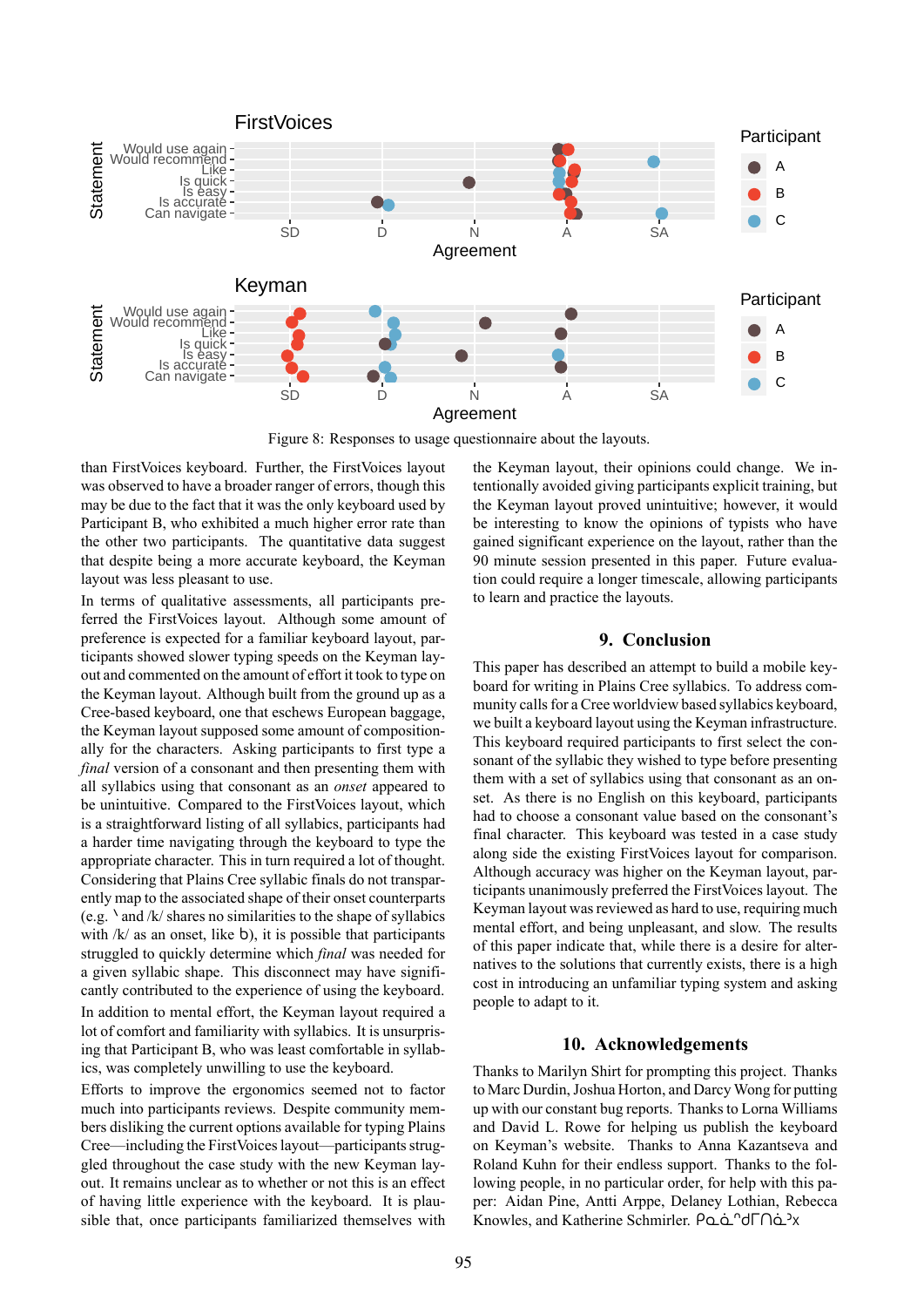Figure 8: Responses to usage questionnaire about the layouts.

than FirstVoices keyboard. Further, the FirstVoices layout was observed to have a broader ranger of errors, though this may be due to the fact that it was the only keyboard used by Participant B, who exhibited a much higher error rate than the other two participants. The quantitative data suggest that despite being a more accurate keyboard, the Keyman layout was less pleasant to use.

In terms of qualitative assessments, all participants preferred the FirstVoices layout. Although some amount of preference is expected for a familiar keyboard layout, participants showed slower typing speeds on the Keyman layout and commented on the amount of effort it took to type on the Keyman layout. Although built from the ground up as a Cree-based keyboard, one that eschews European baggage, the Keyman layout supposed some amount of compositionally for the characters. Asking participants to first type a *final* version of a consonant and then presenting them with all syllabics using that consonant as an *onset* appeared to be unintuitive. Compared to the FirstVoices layout, which is a straightforward listing of all syllabics, participants had a harder time navigating through the keyboard to type the appropriate character. This in turn required a lot of thought. Considering that Plains Cree syllabic finals do not transparently map to the associated shape of their onset counterparts (e.g. ᐠ and /k/ shares no similarities to the shape of syllabics with /k/ as an onset, like ᑲ), it is possible that participants struggled to quickly determine which *final* was needed for a given syllabic shape. This disconnect may have significantly contributed to the experience of using the keyboard.

In addition to mental effort, the Keyman layout required a lot of comfort and familiarity with syllabics. It is unsurprising that Participant B, who was least comfortable in syllabics, was completely unwilling to use the keyboard.

Efforts to improve the ergonomics seemed not to factor much into participants reviews. Despite community members disliking the current options available for typing Plains Cree—including the FirstVoices layout—participants struggled throughout the case study with the new Keyman layout. It remains unclear as to whether or not this is an effect of having little experience with the keyboard. It is plausible that, once participants familiarized themselves with the Keyman layout, their opinions could change. We intentionally avoided giving participants explicit training, but the Keyman layout proved unintuitive; however, it would be interesting to know the opinions of typists who have gained significant experience on the layout, rather than the 90 minute session presented in this paper. Future evaluation could require a longer timescale, allowing participants to learn and practice the layouts.

## 9. Conclusion

This paper has described an attempt to build a mobile keyboard for writing in Plains Cree syllabics. To address community calls for a Cree worldview based syllabics keyboard, we built a keyboard layout using the Keyman infrastructure. This keyboard required participants to first select the consonant of the syllabic they wished to type before presenting them with a set of syllabics using that consonant as an onset. As there is no English on this keyboard, participants had to choose a consonant value based on the consonant's final character. This keyboard was tested in a case study along side the existing FirstVoices layout for comparison. Although accuracy was higher on the Keyman layout, participants unanimously preferred the FirstVoices layout. The Keyman layout was reviewed as hard to use, requiring much mental effort, and being unpleasant, and slow. The results of this paper indicate that, while there is a desire for alternatives to the solutions that currently exists, there is a high cost in introducing an unfamiliar typing system and asking people to adapt to it.

## 10. Acknowledgements

Thanks to Marilyn Shirt for prompting this project. Thanks to Marc Durdin, Joshua Horton, and Darcy Wong for putting up with our constant bug reports. Thanks to Lorna Williams and David L. Rowe for helping us publish the keyboard on Keyman's website. Thanks to Anna Kazantseva and Roland Kuhn for their endless support. Thanks to the following people, in no particular order, for help with this paper: Aidan Pine, Antti Arppe, Delaney Lothian, Rebecca Knowles, and Katherine Schmirler. ᑭᓇᓈᐢᑯᒥᑎᓈᐤx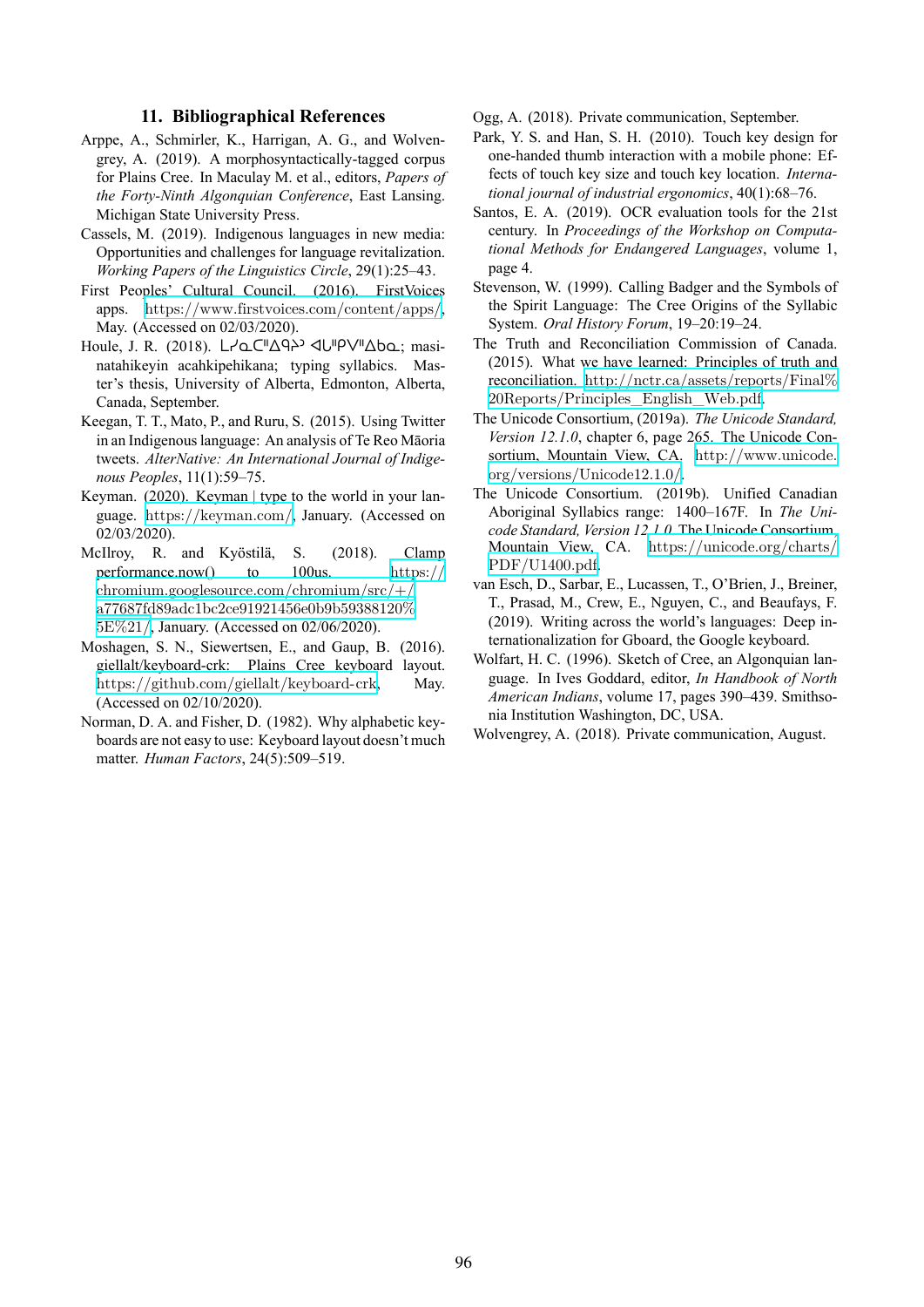## 11. Bibliographical References

Arppe, A., Schmirler, K., Harrigan, A. G., and Wolvengrey, A. (2019). A morphosyntactically-tagged corpus for Plains Cree. In Maculay M. et al., editors, *Papers of the Forty-Ninth Algonquian Conference*, East Lansing. Michigan State University Press.

Cassels, M. (2019). Indigenous languages in new media: Opportunities and challenges for language revitalization. *Working Papers of the Linguistics Circle*, 29(1):25–43.

First Peoples' Cultural Council. (2016). FirstVoices apps. https://www.firstvoices.com/content/apps/, May. (Accessed on 02/03/2020).

Houle, J. R. (2018). ᒪᓯᓇᑕᐦᐃᐠᐃᐣ ᐊᒐᐦᑭᐯᐦᐃᑲᓇ; masinatahikeyin acahkipehikana; typing syllabics. Master's thesis, University of Alberta, Edmonton, Alberta, Canada, September.

Keegan, T. T., Mato, P., and Ruru, S. (2015). Using Twitter in an Indigenous language: An analysis of Te Reo Māoria tweets. *AlterNative: An International Journal of Indigenous Peoples*, 11(1):59–75.

Keyman. (2020). Keyman | type to the world in your language. https://keyman.com/, January. (Accessed on 02/03/2020).

McIlroy, R. and Kyöstilä, S. (2018). Clamp performance.now() to 100us. https://chromium.googlesource.com/chromium/src/+/a77687fd89adc1bc2ce91921456e0b9b59388120%5E%21/, January. (Accessed on 02/06/2020).

Moshagen, S. N., Siewertsen, E., and Gaup, B. (2016). giellalt/keyboard-crk: Plains Cree keyboard layout. https://github.com/giellalt/keyboard-crk, May. (Accessed on 02/10/2020).

Norman, D. A. and Fisher, D. (1982). Why alphabetic keyboards are not easy to use: Keyboard layout doesn't much matter. *Human Factors*, 24(5):509–519.

Ogg, A. (2018). Private communication, September.

Park, Y. S. and Han, S. H. (2010). Touch key design for one-handed thumb interaction with a mobile phone: Effects of touch key size and touch key location. *International journal of industrial ergonomics*, 40(1):68–76.

Santos, E. A. (2019). OCR evaluation tools for the 21st century. In *Proceedings of the Workshop on Computational Methods for Endangered Languages*, volume 1, page 4.

Stevenson, W. (1999). Calling Badger and the Symbols of the Spirit Language: The Cree Origins of the Syllabic System. *Oral History Forum*, 19–20:19–24.

The Truth and Reconciliation Commission of Canada. (2015). What we have learned: Principles of truth and reconciliation. http://nctr.ca/assets/reports/Final%20Reports/Principles_English_Web.pdf.

The Unicode Consortium, (2019a). *The Unicode Standard, Version 12.1.0*, chapter 6, page 265. The Unicode Consortium, Mountain View, CA. http://www.unicode.org/versions/Unicode12.1.0/.

The Unicode Consortium. (2019b). Unified Canadian Aboriginal Syllabics range: 1400–167F. In *The Unicode Standard, Version 12.1.0*. The Unicode Consortium, Mountain View, CA. https://unicode.org/charts/PDF/U1400.pdf.

van Esch, D., Sarbar, E., Lucassen, T., O'Brien, J., Breiner, T., Prasad, M., Crew, E., Nguyen, C., and Beaufays, F. (2019). Writing across the world's languages: Deep internationalization for Gboard, the Google keyboard.

Wolfart, H. C. (1996). Sketch of Cree, an Algonquian language. In Ives Goddard, editor, *In Handbook of North American Indians*, volume 17, pages 390–439. Smithsonia Institution Washington, DC, USA.

Wolvengrey, A. (2018). Private communication, August.